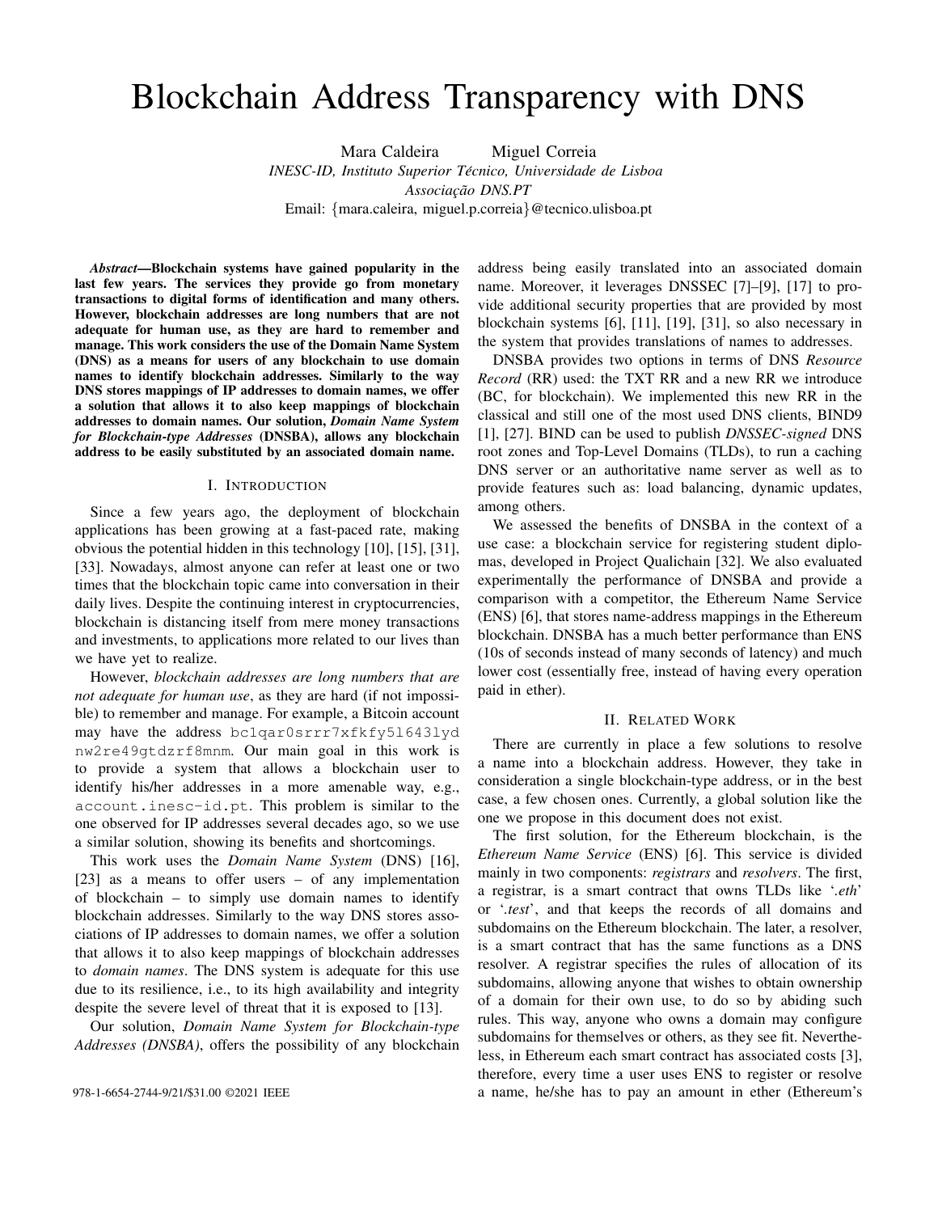# Blockchain Address Transparency with DNS

Mara Caldeira Miguel Correia

*INESC-ID, Instituto Superior Técnico, Universidade de Lisboa*

*Associação DNS.PT*

Email: {mara.caleira, miguel.p.correia}@tecnico.ulisboa.pt

***Abstract*—Blockchain systems have gained popularity in the last few years. The services they provide go from monetary transactions to digital forms of identification and many others. However, blockchain addresses are long numbers that are not adequate for human use, as they are hard to remember and manage. This work considers the use of the Domain Name System (DNS) as a means for users of any blockchain to use domain names to identify blockchain addresses. Similarly to the way DNS stores mappings of IP addresses to domain names, we offer a solution that allows it to also keep mappings of blockchain addresses to domain names. Our solution, *Domain Name System for Blockchain-type Addresses* (DNSBA), allows any blockchain address to be easily substituted by an associated domain name.**

## I. Introduction

Since a few years ago, the deployment of blockchain applications has been growing at a fast-paced rate, making obvious the potential hidden in this technology [10], [15], [31], [33]. Nowadays, almost anyone can refer at least one or two times that the blockchain topic came into conversation in their daily lives. Despite the continuing interest in cryptocurrencies, blockchain is distancing itself from mere money transactions and investments, to applications more related to our lives than we have yet to realize.

However, *blockchain addresses are long numbers that are not adequate for human use*, as they are hard (if not impossible) to remember and manage. For example, a Bitcoin account may have the address `bc1qar0srrr7xfkfy5l643lydnw2re49gtdzrf8mnm`. Our main goal in this work is to provide a system that allows a blockchain user to identify his/her addresses in a more amenable way, e.g., `account.inesc-id.pt`. This problem is similar to the one observed for IP addresses several decades ago, so we use a similar solution, showing its benefits and shortcomings.

This work uses the *Domain Name System* (DNS) [16], [23] as a means to offer users – of any implementation of blockchain – to simply use domain names to identify blockchain addresses. Similarly to the way DNS stores associations of IP addresses to domain names, we offer a solution that allows it to also keep mappings of blockchain addresses to *domain names*. The DNS system is adequate for this use due to its resilience, i.e., to its high availability and integrity despite the severe level of threat that it is exposed to [13].

Our solution, *Domain Name System for Blockchain-type Addresses (DNSBA)*, offers the possibility of any blockchain address being easily translated into an associated domain name. Moreover, it leverages DNSSEC [7]–[9], [17] to provide additional security properties that are provided by most blockchain systems [6], [11], [19], [31], so also necessary in the system that provides translations of names to addresses.

DNSBA provides two options in terms of DNS *Resource Record* (RR) used: the TXT RR and a new RR we introduce (BC, for blockchain). We implemented this new RR in the classical and still one of the most used DNS clients, BIND9 [1], [27]. BIND can be used to publish *DNSSEC-signed* DNS root zones and Top-Level Domains (TLDs), to run a caching DNS server or an authoritative name server as well as to provide features such as: load balancing, dynamic updates, among others.

We assessed the benefits of DNSBA in the context of a use case: a blockchain service for registering student diplomas, developed in Project Qualichain [32]. We also evaluated experimentally the performance of DNSBA and provide a comparison with a competitor, the Ethereum Name Service (ENS) [6], that stores name-address mappings in the Ethereum blockchain. DNSBA has a much better performance than ENS (10s of seconds instead of many seconds of latency) and much lower cost (essentially free, instead of having every operation paid in ether).

## II. Related Work

There are currently in place a few solutions to resolve a name into a blockchain address. However, they take in consideration a single blockchain-type address, or in the best case, a few chosen ones. Currently, a global solution like the one we propose in this document does not exist.

The first solution, for the Ethereum blockchain, is the *Ethereum Name Service* (ENS) [6]. This service is divided mainly in two components: *registrars* and *resolvers*. The first, a registrar, is a smart contract that owns TLDs like '*.eth*' or '*.test*', and that keeps the records of all domains and subdomains on the Ethereum blockchain. The later, a resolver, is a smart contract that has the same functions as a DNS resolver. A registrar specifies the rules of allocation of its subdomains, allowing anyone that wishes to obtain ownership of a domain for their own use, to do so by abiding such rules. This way, anyone who owns a domain may configure subdomains for themselves or others, as they see fit. Nevertheless, in Ethereum each smart contract has associated costs [3], therefore, every time a user uses ENS to register or resolve a name, he/she has to pay an amount in ether (Ethereum's

978-1-6654-2744-9/21/$31.00 ©2021 IEEE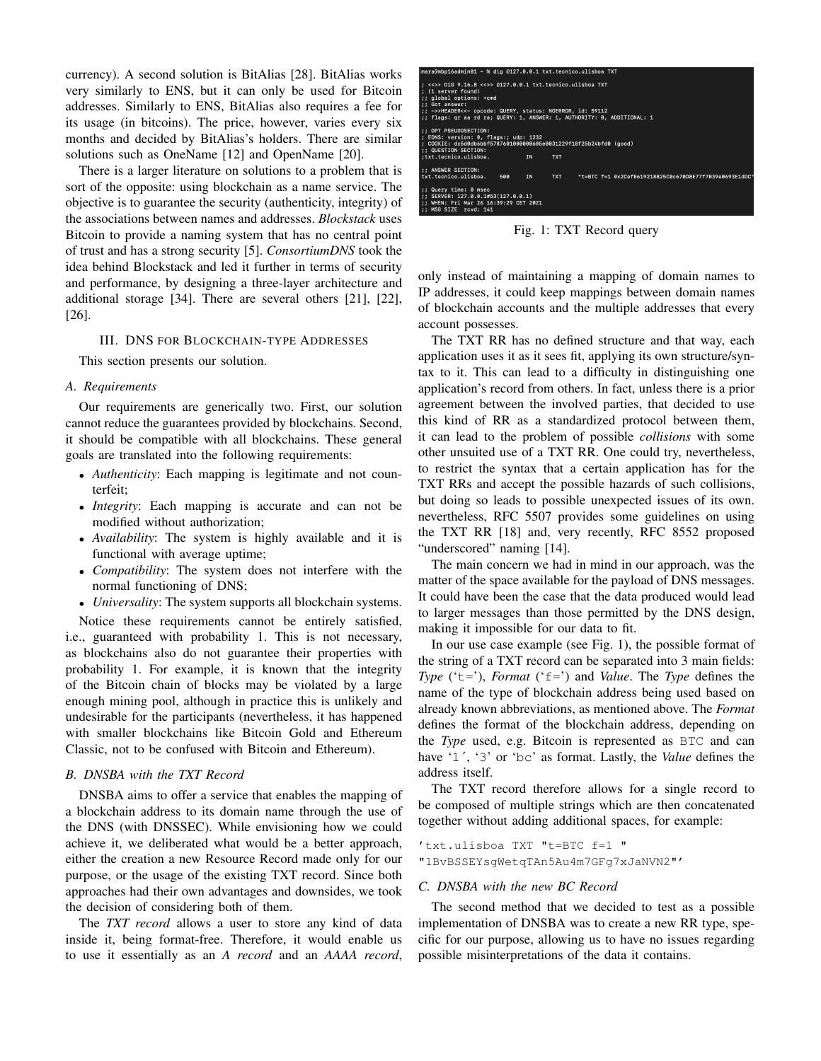currency). A second solution is BitAlias [28]. BitAlias works very similarly to ENS, but it can only be used for Bitcoin addresses. Similarly to ENS, BitAlias also requires a fee for its usage (in bitcoins). The price, however, varies every six months and decided by BitAlias's holders. There are similar solutions such as OneName [12] and OpenName [20].

There is a larger literature on solutions to a problem that is sort of the opposite: using blockchain as a name service. The objective is to guarantee the security (authenticity, integrity) of the associations between names and addresses. *Blockstack* uses Bitcoin to provide a naming system that has no central point of trust and has a strong security [5]. *ConsortiumDNS* took the idea behind Blockstack and led it further in terms of security and performance, by designing a three-layer architecture and additional storage [34]. There are several others [21], [22], [26].

## III. DNS for Blockchain-type Addresses

This section presents our solution.

### A. Requirements

Our requirements are generically two. First, our solution cannot reduce the guarantees provided by blockchains. Second, it should be compatible with all blockchains. These general goals are translated into the following requirements:

- *Authenticity*: Each mapping is legitimate and not counterfeit;
- *Integrity*: Each mapping is accurate and can not be modified without authorization;
- *Availability*: The system is highly available and it is functional with average uptime;
- *Compatibility*: The system does not interfere with the normal functioning of DNS;
- *Universality*: The system supports all blockchain systems.

Notice these requirements cannot be entirely satisfied, i.e., guaranteed with probability 1. This is not necessary, as blockchains also do not guarantee their properties with probability 1. For example, it is known that the integrity of the Bitcoin chain of blocks may be violated by a large enough mining pool, although in practice this is unlikely and undesirable for the participants (nevertheless, it has happened with smaller blockchains like Bitcoin Gold and Ethereum Classic, not to be confused with Bitcoin and Ethereum).

### B. DNSBA with the TXT Record

DNSBA aims to offer a service that enables the mapping of a blockchain address to its domain name through the use of the DNS (with DNSSEC). While envisioning how we could achieve it, we deliberated what would be a better approach, either the creation a new Resource Record made only for our purpose, or the usage of the existing TXT record. Since both approaches had their own advantages and downsides, we took the decision of considering both of them.

The *TXT record* allows a user to store any kind of data inside it, being format-free. Therefore, it would enable us to use it essentially as an *A record* and an *AAAA record*, only instead of maintaining a mapping of domain names to IP addresses, it could keep mappings between domain names of blockchain accounts and the multiple addresses that every account possesses.

```
mara@mbp16admin01 ~ % dig @127.0.0.1 txt.tecnico.ulisboa TXT

; <<>> DiG 9.16.8 <<>> @127.0.0.1 txt.tecnico.ulisboa TXT
; (1 server found)
;; global options: +cmd
;; Got answer:
;; ->>HEADER<<- opcode: QUERY, status: NOERROR, id: 59112
;; flags: qr aa rd ra; QUERY: 1, ANSWER: 1, AUTHORITY: 0, ADDITIONAL: 1

;; OPT PSEUDOSECTION:
; EDNS: version: 0, flags:; udp: 1232
; COOKIE: dc5d0db6bbf5787601000000605e0031229f18f25b24bfd0 (good)
;; QUESTION SECTION:
;txt.tecnico.ulisboa.           IN      TXT

;; ANSWER SECTION:
txt.tecnico.ulisboa.    500     IN      TXT     "t=BTC f=1 0x2Cef8619218825C0c670D8E77f7039e0693E1dDC"

;; Query time: 0 msec
;; SERVER: 127.0.0.1#53(127.0.0.1)
;; WHEN: Fri Mar 26 16:39:29 CET 2021
;; MSG SIZE  rcvd: 141
```

Fig. 1: TXT Record query

The TXT RR has no defined structure and that way, each application uses it as it sees fit, applying its own structure/syntax to it. This can lead to a difficulty in distinguishing one application's record from others. In fact, unless there is a prior agreement between the involved parties, that decided to use this kind of RR as a standardized protocol between them, it can lead to the problem of possible *collisions* with some other unsuited use of a TXT RR. One could try, nevertheless, to restrict the syntax that a certain application has for the TXT RRs and accept the possible hazards of such collisions, but doing so leads to possible unexpected issues of its own. nevertheless, RFC 5507 provides some guidelines on using the TXT RR [18] and, very recently, RFC 8552 proposed "underscored" naming [14].

The main concern we had in mind in our approach, was the matter of the space available for the payload of DNS messages. It could have been the case that the data produced would lead to larger messages than those permitted by the DNS design, making it impossible for our data to fit.

In our use case example (see Fig. 1), the possible format of the string of a TXT record can be separated into 3 main fields: *Type* ('`t=`'), *Format* ('`f=`') and *Value*. The *Type* defines the name of the type of blockchain address being used based on already known abbreviations, as mentioned above. The *Format* defines the format of the blockchain address, depending on the *Type* used, e.g. Bitcoin is represented as `BTC` and can have '`1`', '`3`' or '`bc`' as format. Lastly, the *Value* defines the address itself.

The TXT record therefore allows for a single record to be composed of multiple strings which are then concatenated together without adding additional spaces, for example:

```
'txt.ulisboa TXT "t=BTC f=1 "
"1BvBSSEYsgWetqTAn5Au4m7GFg7xJaNVN2"'
```

### C. DNSBA with the new BC Record

The second method that we decided to test as a possible implementation of DNSBA was to create a new RR type, specific for our purpose, allowing us to have no issues regarding possible misinterpretations of the data it contains.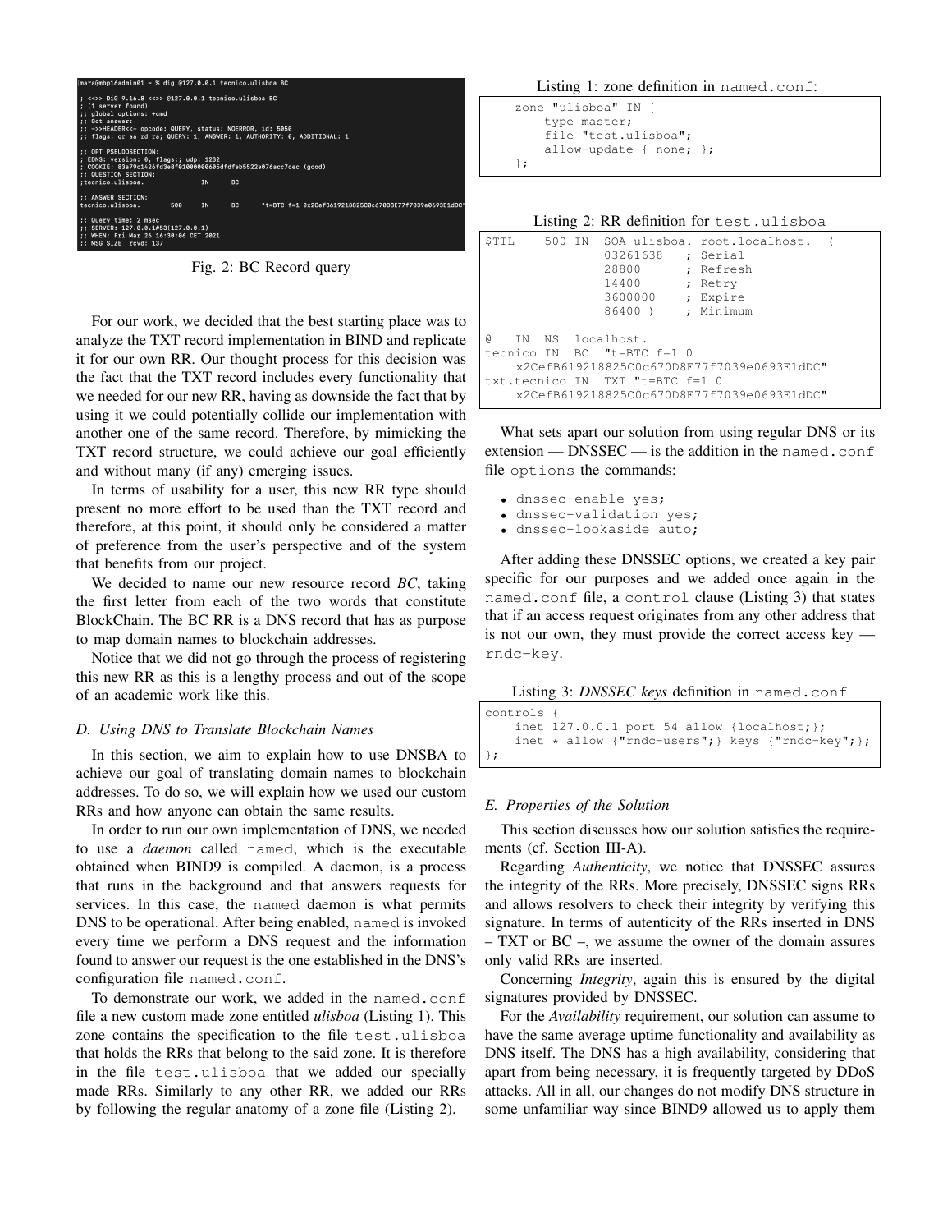```
mara@mbp16admin01 ~ % dig @127.0.0.1 tecnico.ulisboa BC

; <<>> DiG 9.16.8 <<>> @127.0.0.1 tecnico.ulisboa BC
; (1 server found)
;; global options: +cmd
;; Got answer:
;; ->>HEADER<<- opcode: QUERY, status: NOERROR, id: 5050
;; flags: qr aa rd ra; QUERY: 1, ANSWER: 1, AUTHORITY: 0, ADDITIONAL: 1

;; OPT PSEUDOSECTION:
; EDNS: version: 0, flags:; udp: 1232
; COOKIE: 83a79c1426fd3e8f01000000605dfdfeb5522e076acc7cec (good)
;; QUESTION SECTION:
;tecnico.ulisboa.               IN      BC

;; ANSWER SECTION:
tecnico.ulisboa.        500     IN      BC      "t=BTC f=1 0x2CefB619218825C0c670D8E77f7039e0693E1dDC"

;; Query time: 2 msec
;; SERVER: 127.0.0.1#53(127.0.0.1)
;; WHEN: Fri Mar 26 16:30:06 CET 2021
;; MSG SIZE  rcvd: 137
```

Fig. 2: BC Record query

For our work, we decided that the best starting place was to analyze the TXT record implementation in BIND and replicate it for our own RR. Our thought process for this decision was the fact that the TXT record includes every functionality that we needed for our new RR, having as downside the fact that by using it we could potentially collide our implementation with another one of the same record. Therefore, by mimicking the TXT record structure, we could achieve our goal efficiently and without many (if any) emerging issues.

In terms of usability for a user, this new RR type should present no more effort to be used than the TXT record and therefore, at this point, it should only be considered a matter of preference from the user's perspective and of the system that benefits from our project.

We decided to name our new resource record *BC*, taking the first letter from each of the two words that constitute BlockChain. The BC RR is a DNS record that has as purpose to map domain names to blockchain addresses.

Notice that we did not go through the process of registering this new RR as this is a lengthy process and out of the scope of an academic work like this.

### D. Using DNS to Translate Blockchain Names

In this section, we aim to explain how to use DNSBA to achieve our goal of translating domain names to blockchain addresses. To do so, we will explain how we used our custom RRs and how anyone can obtain the same results.

In order to run our own implementation of DNS, we needed to use a *daemon* called `named`, which is the executable obtained when BIND9 is compiled. A daemon, is a process that runs in the background and that answers requests for services. In this case, the `named` daemon is what permits DNS to be operational. After being enabled, `named` is invoked every time we perform a DNS request and the information found to answer our request is the one established in the DNS's configuration file `named.conf`.

To demonstrate our work, we added in the `named.conf` file a new custom made zone entitled *ulisboa* (Listing 1). This zone contains the specification to the file `test.ulisboa` that holds the RRs that belong to the said zone. It is therefore in the file `test.ulisboa` that we added our specially made RRs. Similarly to any other RR, we added our RRs by following the regular anatomy of a zone file (Listing 2).

Listing 1: zone definition in `named.conf`:

```
zone "ulisboa" IN {
    type master;
    file "test.ulisboa";
    allow-update { none; };
};
```

Listing 2: RR definition for `test.ulisboa`

```
$TTL    500 IN  SOA ulisboa. root.localhost.  (
                03261638   ; Serial
                28800      ; Refresh
                14400      ; Retry
                3600000    ; Expire
                86400 )    ; Minimum

@    IN  NS  localhost.
tecnico IN  BC  "t=BTC f=1 0
    x2CefB619218825C0c670D8E77f7039e0693E1dDC"
txt.tecnico IN  TXT "t=BTC f=1 0
    x2CefB619218825C0c670D8E77f7039e0693E1dDC"
```

What sets apart our solution from using regular DNS or its extension — DNSSEC — is the addition in the `named.conf` file `options` the commands:

- `dnssec-enable yes;`
- `dnssec-validation yes;`
- `dnssec-lookaside auto;`

After adding these DNSSEC options, we created a key pair specific for our purposes and we added once again in the `named.conf` file, a `control` clause (Listing 3) that states that if an access request originates from any other address that is not our own, they must provide the correct access key — `rndc-key`.

Listing 3: *DNSSEC keys* definition in `named.conf`

```
controls {
    inet 127.0.0.1 port 54 allow {localhost;};
    inet * allow {"rndc-users";} keys {"rndc-key";};
};
```

### E. Properties of the Solution

This section discusses how our solution satisfies the requirements (cf. Section III-A).

Regarding *Authenticity*, we notice that DNSSEC assures the integrity of the RRs. More precisely, DNSSEC signs RRs and allows resolvers to check their integrity by verifying this signature. In terms of autenticity of the RRs inserted in DNS – TXT or BC –, we assume the owner of the domain assures only valid RRs are inserted.

Concerning *Integrity*, again this is ensured by the digital signatures provided by DNSSEC.

For the *Availability* requirement, our solution can assume to have the same average uptime functionality and availability as DNS itself. The DNS has a high availability, considering that apart from being necessary, it is frequently targeted by DDoS attacks. All in all, our changes do not modify DNS structure in some unfamiliar way since BIND9 allowed us to apply them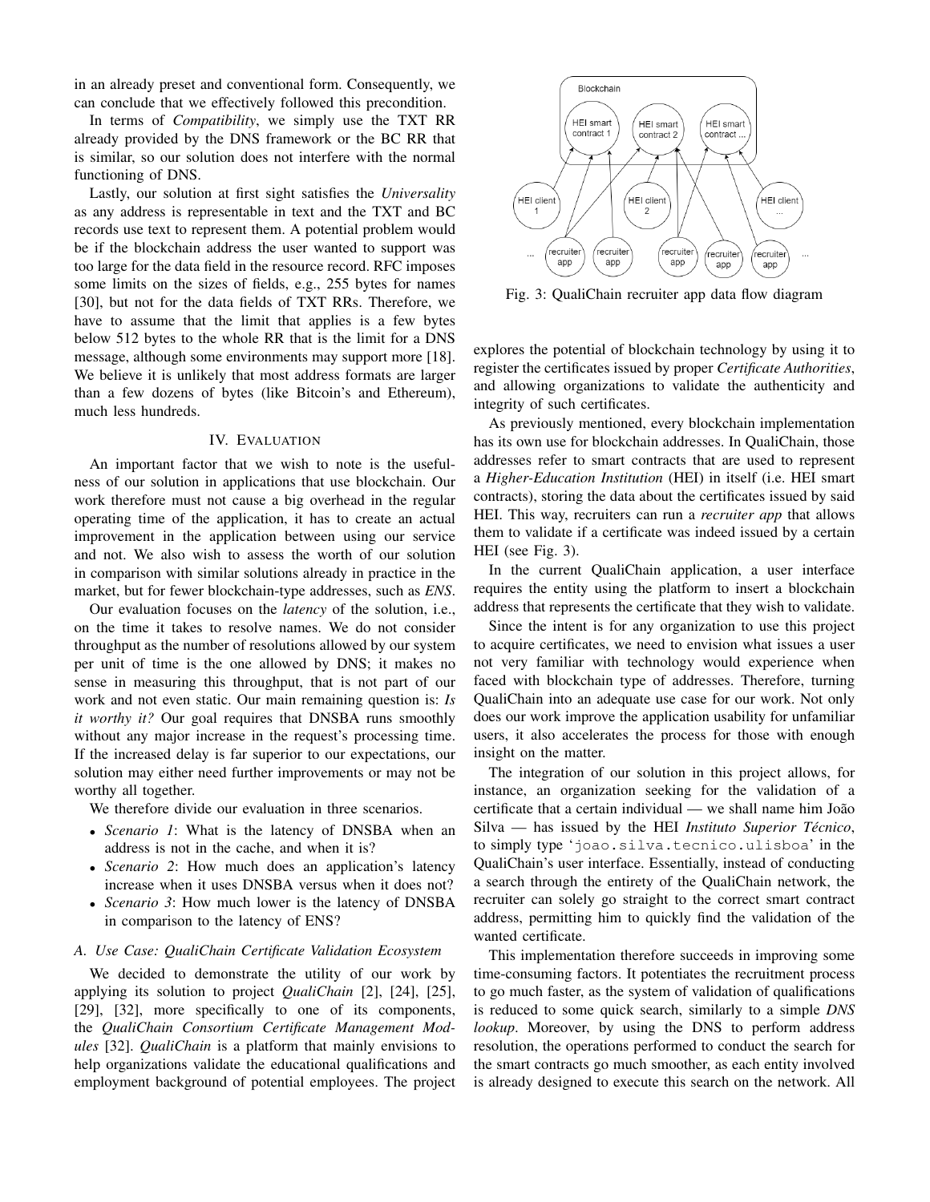in an already preset and conventional form. Consequently, we can conclude that we effectively followed this precondition.

In terms of *Compatibility*, we simply use the TXT RR already provided by the DNS framework or the BC RR that is similar, so our solution does not interfere with the normal functioning of DNS.

Lastly, our solution at first sight satisfies the *Universality* as any address is representable in text and the TXT and BC records use text to represent them. A potential problem would be if the blockchain address the user wanted to support was too large for the data field in the resource record. RFC imposes some limits on the sizes of fields, e.g., 255 bytes for names [30], but not for the data fields of TXT RRs. Therefore, we have to assume that the limit that applies is a few bytes below 512 bytes to the whole RR that is the limit for a DNS message, although some environments may support more [18]. We believe it is unlikely that most address formats are larger than a few dozens of bytes (like Bitcoin's and Ethereum), much less hundreds.

## IV. Evaluation

An important factor that we wish to note is the usefulness of our solution in applications that use blockchain. Our work therefore must not cause a big overhead in the regular operating time of the application, it has to create an actual improvement in the application between using our service and not. We also wish to assess the worth of our solution in comparison with similar solutions already in practice in the market, but for fewer blockchain-type addresses, such as *ENS*.

Our evaluation focuses on the *latency* of the solution, i.e., on the time it takes to resolve names. We do not consider throughput as the number of resolutions allowed by our system per unit of time is the one allowed by DNS; it makes no sense in measuring this throughput, that is not part of our work and not even static. Our main remaining question is: *Is it worthy it?* Our goal requires that DNSBA runs smoothly without any major increase in the request's processing time. If the increased delay is far superior to our expectations, our solution may either need further improvements or may not be worthy all together.

We therefore divide our evaluation in three scenarios.

- *Scenario 1*: What is the latency of DNSBA when an address is not in the cache, and when it is?
- *Scenario 2*: How much does an application's latency increase when it uses DNSBA versus when it does not?
- *Scenario 3*: How much lower is the latency of DNSBA in comparison to the latency of ENS?

### A. Use Case: QualiChain Certificate Validation Ecosystem

We decided to demonstrate the utility of our work by applying its solution to project *QualiChain* [2], [24], [25], [29], [32], more specifically to one of its components, the *QualiChain Consortium Certificate Management Modules* [32]. *QualiChain* is a platform that mainly envisions to help organizations validate the educational qualifications and employment background of potential employees. The project explores the potential of blockchain technology by using it to register the certificates issued by proper *Certificate Authorities*, and allowing organizations to validate the authenticity and integrity of such certificates.

Fig. 3: QualiChain recruiter app data flow diagram

As previously mentioned, every blockchain implementation has its own use for blockchain addresses. In QualiChain, those addresses refer to smart contracts that are used to represent a *Higher-Education Institution* (HEI) in itself (i.e. HEI smart contracts), storing the data about the certificates issued by said HEI. This way, recruiters can run a *recruiter app* that allows them to validate if a certificate was indeed issued by a certain HEI (see Fig. 3).

In the current QualiChain application, a user interface requires the entity using the platform to insert a blockchain address that represents the certificate that they wish to validate.

Since the intent is for any organization to use this project to acquire certificates, we need to envision what issues a user not very familiar with technology would experience when faced with blockchain type of addresses. Therefore, turning QualiChain into an adequate use case for our work. Not only does our work improve the application usability for unfamiliar users, it also accelerates the process for those with enough insight on the matter.

The integration of our solution in this project allows, for instance, an organization seeking for the validation of a certificate that a certain individual — we shall name him João Silva — has issued by the HEI *Instituto Superior Técnico*, to simply type '`joao.silva.tecnico.ulisboa`' in the QualiChain's user interface. Essentially, instead of conducting a search through the entirety of the QualiChain network, the recruiter can solely go straight to the correct smart contract address, permitting him to quickly find the validation of the wanted certificate.

This implementation therefore succeeds in improving some time-consuming factors. It potentiates the recruitment process to go much faster, as the system of validation of qualifications is reduced to some quick search, similarly to a simple *DNS lookup*. Moreover, by using the DNS to perform address resolution, the operations performed to conduct the search for the smart contracts go much smoother, as each entity involved is already designed to execute this search on the network. All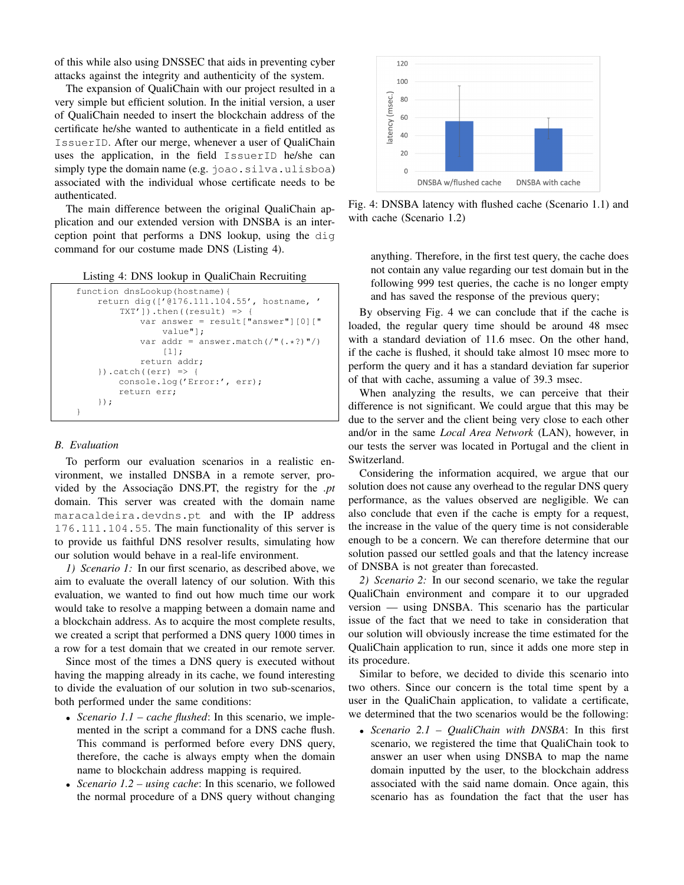of this while also using DNSSEC that aids in preventing cyber attacks against the integrity and authenticity of the system.

The expansion of QualiChain with our project resulted in a very simple but efficient solution. In the initial version, a user of QualiChain needed to insert the blockchain address of the certificate he/she wanted to authenticate in a field entitled as `IssuerID`. After our merge, whenever a user of QualiChain uses the application, in the field `IssuerID` he/she can simply type the domain name (e.g. `joao.silva.ulisboa`) associated with the individual whose certificate needs to be authenticated.

The main difference between the original QualiChain application and our extended version with DNSBA is an interception point that performs a DNS lookup, using the `dig` command for our costume made DNS (Listing 4).

Listing 4: DNS lookup in QualiChain Recruiting

```
function dnsLookup(hostname){
    return dig(['@176.111.104.55', hostname, '
        TXT']).then((result) => {
            var answer = result["answer"][0]["
                value"];
            var addr = answer.match(/"(.*?)"/)
                [1];
            return addr;
    }).catch((err) => {
        console.log('Error:', err);
        return err;
    });
}
```

## B. Evaluation

To perform our evaluation scenarios in a realistic environment, we installed DNSBA in a remote server, provided by the Associação DNS.PT, the registry for the *.pt* domain. This server was created with the domain name `maracaldeira.devdns.pt` and with the IP address `176.111.104.55`. The main functionality of this server is to provide us faithful DNS resolver results, simulating how our solution would behave in a real-life environment.

*1) Scenario 1:* In our first scenario, as described above, we aim to evaluate the overall latency of our solution. With this evaluation, we wanted to find out how much time our work would take to resolve a mapping between a domain name and a blockchain address. As to acquire the most complete results, we created a script that performed a DNS query 1000 times in a row for a test domain that we created in our remote server.

Since most of the times a DNS query is executed without having the mapping already in its cache, we found interesting to divide the evaluation of our solution in two sub-scenarios, both performed under the same conditions:

- *Scenario 1.1 – cache flushed*: In this scenario, we implemented in the script a command for a DNS cache flush. This command is performed before every DNS query, therefore, the cache is always empty when the domain name to blockchain address mapping is required.
- *Scenario 1.2 – using cache*: In this scenario, we followed the normal procedure of a DNS query without changing anything. Therefore, in the first test query, the cache does not contain any value regarding our test domain but in the following 999 test queries, the cache is no longer empty and has saved the response of the previous query;

Fig. 4: DNSBA latency with flushed cache (Scenario 1.1) and with cache (Scenario 1.2)

By observing Fig. 4 we can conclude that if the cache is loaded, the regular query time should be around 48 msec with a standard deviation of 11.6 msec. On the other hand, if the cache is flushed, it should take almost 10 msec more to perform the query and it has a standard deviation far superior of that with cache, assuming a value of 39.3 msec.

When analyzing the results, we can perceive that their difference is not significant. We could argue that this may be due to the server and the client being very close to each other and/or in the same *Local Area Network* (LAN), however, in our tests the server was located in Portugal and the client in Switzerland.

Considering the information acquired, we argue that our solution does not cause any overhead to the regular DNS query performance, as the values observed are negligible. We can also conclude that even if the cache is empty for a request, the increase in the value of the query time is not considerable enough to be a concern. We can therefore determine that our solution passed our settled goals and that the latency increase of DNSBA is not greater than forecasted.

*2) Scenario 2:* In our second scenario, we take the regular QualiChain environment and compare it to our upgraded version — using DNSBA. This scenario has the particular issue of the fact that we need to take in consideration that our solution will obviously increase the time estimated for the QualiChain application to run, since it adds one more step in its procedure.

Similar to before, we decided to divide this scenario into two others. Since our concern is the total time spent by a user in the QualiChain application, to validate a certificate, we determined that the two scenarios would be the following:

- *Scenario 2.1 – QualiChain with DNSBA*: In this first scenario, we registered the time that QualiChain took to answer an user when using DNSBA to map the name domain inputted by the user, to the blockchain address associated with the said name domain. Once again, this scenario has as foundation the fact that the user has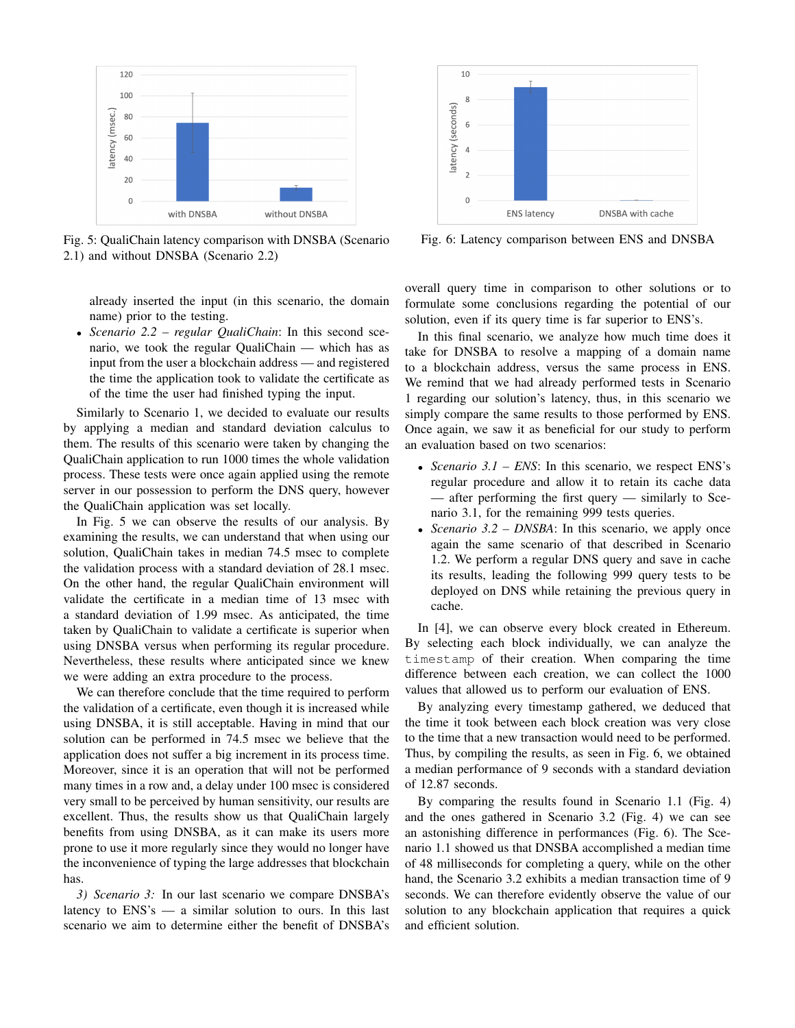Fig. 5: QualiChain latency comparison with DNSBA (Scenario 2.1) and without DNSBA (Scenario 2.2)

Fig. 6: Latency comparison between ENS and DNSBA

already inserted the input (in this scenario, the domain name) prior to the testing.

- *Scenario 2.2 – regular QualiChain*: In this second scenario, we took the regular QualiChain — which has as input from the user a blockchain address — and registered the time the application took to validate the certificate as of the time the user had finished typing the input.

Similarly to Scenario 1, we decided to evaluate our results by applying a median and standard deviation calculus to them. The results of this scenario were taken by changing the QualiChain application to run 1000 times the whole validation process. These tests were once again applied using the remote server in our possession to perform the DNS query, however the QualiChain application was set locally.

In Fig. 5 we can observe the results of our analysis. By examining the results, we can understand that when using our solution, QualiChain takes in median 74.5 msec to complete the validation process with a standard deviation of 28.1 msec. On the other hand, the regular QualiChain environment will validate the certificate in a median time of 13 msec with a standard deviation of 1.99 msec. As anticipated, the time taken by QualiChain to validate a certificate is superior when using DNSBA versus when performing its regular procedure. Nevertheless, these results where anticipated since we knew we were adding an extra procedure to the process.

We can therefore conclude that the time required to perform the validation of a certificate, even though it is increased while using DNSBA, it is still acceptable. Having in mind that our solution can be performed in 74.5 msec we believe that the application does not suffer a big increment in its process time. Moreover, since it is an operation that will not be performed many times in a row and, a delay under 100 msec is considered very small to be perceived by human sensitivity, our results are excellent. Thus, the results show us that QualiChain largely benefits from using DNSBA, as it can make its users more prone to use it more regularly since they would no longer have the inconvenience of typing the large addresses that blockchain has.

*3) Scenario 3:* In our last scenario we compare DNSBA's latency to ENS's — a similar solution to ours. In this last scenario we aim to determine either the benefit of DNSBA's overall query time in comparison to other solutions or to formulate some conclusions regarding the potential of our solution, even if its query time is far superior to ENS's.

In this final scenario, we analyze how much time does it take for DNSBA to resolve a mapping of a domain name to a blockchain address, versus the same process in ENS. We remind that we had already performed tests in Scenario 1 regarding our solution's latency, thus, in this scenario we simply compare the same results to those performed by ENS. Once again, we saw it as beneficial for our study to perform an evaluation based on two scenarios:

- *Scenario 3.1 – ENS*: In this scenario, we respect ENS's regular procedure and allow it to retain its cache data — after performing the first query — similarly to Scenario 3.1, for the remaining 999 tests queries.
- *Scenario 3.2 – DNSBA*: In this scenario, we apply once again the same scenario of that described in Scenario 1.2. We perform a regular DNS query and save in cache its results, leading the following 999 query tests to be deployed on DNS while retaining the previous query in cache.

In [4], we can observe every block created in Ethereum. By selecting each block individually, we can analyze the `timestamp` of their creation. When comparing the time difference between each creation, we can collect the 1000 values that allowed us to perform our evaluation of ENS.

By analyzing every timestamp gathered, we deduced that the time it took between each block creation was very close to the time that a new transaction would need to be performed. Thus, by compiling the results, as seen in Fig. 6, we obtained a median performance of 9 seconds with a standard deviation of 12.87 seconds.

By comparing the results found in Scenario 1.1 (Fig. 4) and the ones gathered in Scenario 3.2 (Fig. 4) we can see an astonishing difference in performances (Fig. 6). The Scenario 1.1 showed us that DNSBA accomplished a median time of 48 milliseconds for completing a query, while on the other hand, the Scenario 3.2 exhibits a median transaction time of 9 seconds. We can therefore evidently observe the value of our solution to any blockchain application that requires a quick and efficient solution.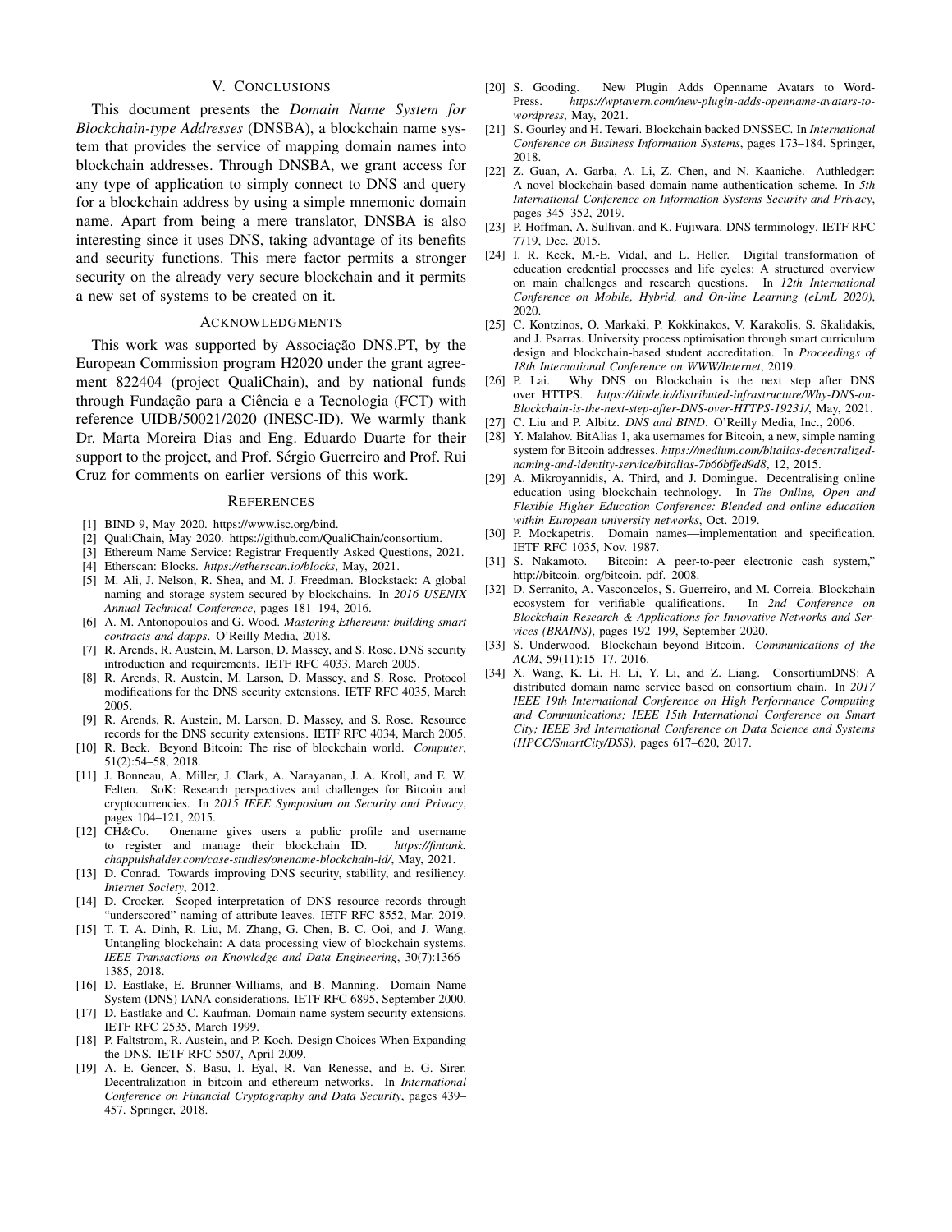## V. Conclusions

This document presents the *Domain Name System for Blockchain-type Addresses* (DNSBA), a blockchain name system that provides the service of mapping domain names into blockchain addresses. Through DNSBA, we grant access for any type of application to simply connect to DNS and query for a blockchain address by using a simple mnemonic domain name. Apart from being a mere translator, DNSBA is also interesting since it uses DNS, taking advantage of its benefits and security functions. This mere factor permits a stronger security on the already very secure blockchain and it permits a new set of systems to be created on it.

## Acknowledgments

This work was supported by Associação DNS.PT, by the European Commission program H2020 under the grant agreement 822404 (project QualiChain), and by national funds through Fundação para a Ciência e a Tecnologia (FCT) with reference UIDB/50021/2020 (INESC-ID). We warmly thank Dr. Marta Moreira Dias and Eng. Eduardo Duarte for their support to the project, and Prof. Sérgio Guerreiro and Prof. Rui Cruz for comments on earlier versions of this work.

## References

[1] BIND 9, May 2020. https://www.isc.org/bind.

[2] QualiChain, May 2020. https://github.com/QualiChain/consortium.

[3] Ethereum Name Service: Registrar Frequently Asked Questions, 2021.

[4] Etherscan: Blocks. *https://etherscan.io/blocks*, May, 2021.

[5] M. Ali, J. Nelson, R. Shea, and M. J. Freedman. Blockstack: A global naming and storage system secured by blockchains. In *2016 USENIX Annual Technical Conference*, pages 181–194, 2016.

[6] A. M. Antonopoulos and G. Wood. *Mastering Ethereum: building smart contracts and dapps*. O'Reilly Media, 2018.

[7] R. Arends, R. Austein, M. Larson, D. Massey, and S. Rose. DNS security introduction and requirements. IETF RFC 4033, March 2005.

[8] R. Arends, R. Austein, M. Larson, D. Massey, and S. Rose. Protocol modifications for the DNS security extensions. IETF RFC 4035, March 2005.

[9] R. Arends, R. Austein, M. Larson, D. Massey, and S. Rose. Resource records for the DNS security extensions. IETF RFC 4034, March 2005.

[10] R. Beck. Beyond Bitcoin: The rise of blockchain world. *Computer*, 51(2):54–58, 2018.

[11] J. Bonneau, A. Miller, J. Clark, A. Narayanan, J. A. Kroll, and E. W. Felten. SoK: Research perspectives and challenges for Bitcoin and cryptocurrencies. In *2015 IEEE Symposium on Security and Privacy*, pages 104–121, 2015.

[12] CH&Co. Onename gives users a public profile and username to register and manage their blockchain ID. *https://fintank.chappuishalder.com/case-studies/onename-blockchain-id/*, May, 2021.

[13] D. Conrad. Towards improving DNS security, stability, and resiliency. *Internet Society*, 2012.

[14] D. Crocker. Scoped interpretation of DNS resource records through "underscored" naming of attribute leaves. IETF RFC 8552, Mar. 2019.

[15] T. T. A. Dinh, R. Liu, M. Zhang, G. Chen, B. C. Ooi, and J. Wang. Untangling blockchain: A data processing view of blockchain systems. *IEEE Transactions on Knowledge and Data Engineering*, 30(7):1366–1385, 2018.

[16] D. Eastlake, E. Brunner-Williams, and B. Manning. Domain Name System (DNS) IANA considerations. IETF RFC 6895, September 2000.

[17] D. Eastlake and C. Kaufman. Domain name system security extensions. IETF RFC 2535, March 1999.

[18] P. Faltstrom, R. Austein, and P. Koch. Design Choices When Expanding the DNS. IETF RFC 5507, April 2009.

[19] A. E. Gencer, S. Basu, I. Eyal, R. Van Renesse, and E. G. Sirer. Decentralization in bitcoin and ethereum networks. In *International Conference on Financial Cryptography and Data Security*, pages 439–457. Springer, 2018.

[20] S. Gooding. New Plugin Adds Openname Avatars to WordPress. *https://wptavern.com/new-plugin-adds-openname-avatars-to-wordpress*, May, 2021.

[21] S. Gourley and H. Tewari. Blockchain backed DNSSEC. In *International Conference on Business Information Systems*, pages 173–184. Springer, 2018.

[22] Z. Guan, A. Garba, A. Li, Z. Chen, and N. Kaaniche. Authledger: A novel blockchain-based domain name authentication scheme. In *5th International Conference on Information Systems Security and Privacy*, pages 345–352, 2019.

[23] P. Hoffman, A. Sullivan, and K. Fujiwara. DNS terminology. IETF RFC 7719, Dec. 2015.

[24] I. R. Keck, M.-E. Vidal, and L. Heller. Digital transformation of education credential processes and life cycles: A structured overview on main challenges and research questions. In *12th International Conference on Mobile, Hybrid, and On-line Learning (eLmL 2020)*, 2020.

[25] C. Kontzinos, O. Markaki, P. Kokkinakos, V. Karakolis, S. Skalidakis, and J. Psarras. University process optimisation through smart curriculum design and blockchain-based student accreditation. In *Proceedings of 18th International Conference on WWW/Internet*, 2019.

[26] P. Lai. Why DNS on Blockchain is the next step after DNS over HTTPS. *https://diode.io/distributed-infrastructure/Why-DNS-on-Blockchain-is-the-next-step-after-DNS-over-HTTPS-19231/*, May, 2021.

[27] C. Liu and P. Albitz. *DNS and BIND*. O'Reilly Media, Inc., 2006.

[28] Y. Malahov. BitAlias 1, aka usernames for Bitcoin, a new, simple naming system for Bitcoin addresses. *https://medium.com/bitalias-decentralized-naming-and-identity-service/bitalias-7b66bffed9d8*, 12, 2015.

[29] A. Mikroyannidis, A. Third, and J. Domingue. Decentralising online education using blockchain technology. In *The Online, Open and Flexible Higher Education Conference: Blended and online education within European university networks*, Oct. 2019.

[30] P. Mockapetris. Domain names—implementation and specification. IETF RFC 1035, Nov. 1987.

[31] S. Nakamoto. Bitcoin: A peer-to-peer electronic cash system," http://bitcoin. org/bitcoin. pdf. 2008.

[32] D. Serranito, A. Vasconcelos, S. Guerreiro, and M. Correia. Blockchain ecosystem for verifiable qualifications. In *2nd Conference on Blockchain Research & Applications for Innovative Networks and Services (BRAINS)*, pages 192–199, September 2020.

[33] S. Underwood. Blockchain beyond Bitcoin. *Communications of the ACM*, 59(11):15–17, 2016.

[34] X. Wang, K. Li, H. Li, Y. Li, and Z. Liang. ConsortiumDNS: A distributed domain name service based on consortium chain. In *2017 IEEE 19th International Conference on High Performance Computing and Communications; IEEE 15th International Conference on Smart City; IEEE 3rd International Conference on Data Science and Systems (HPCC/SmartCity/DSS)*, pages 617–620, 2017.